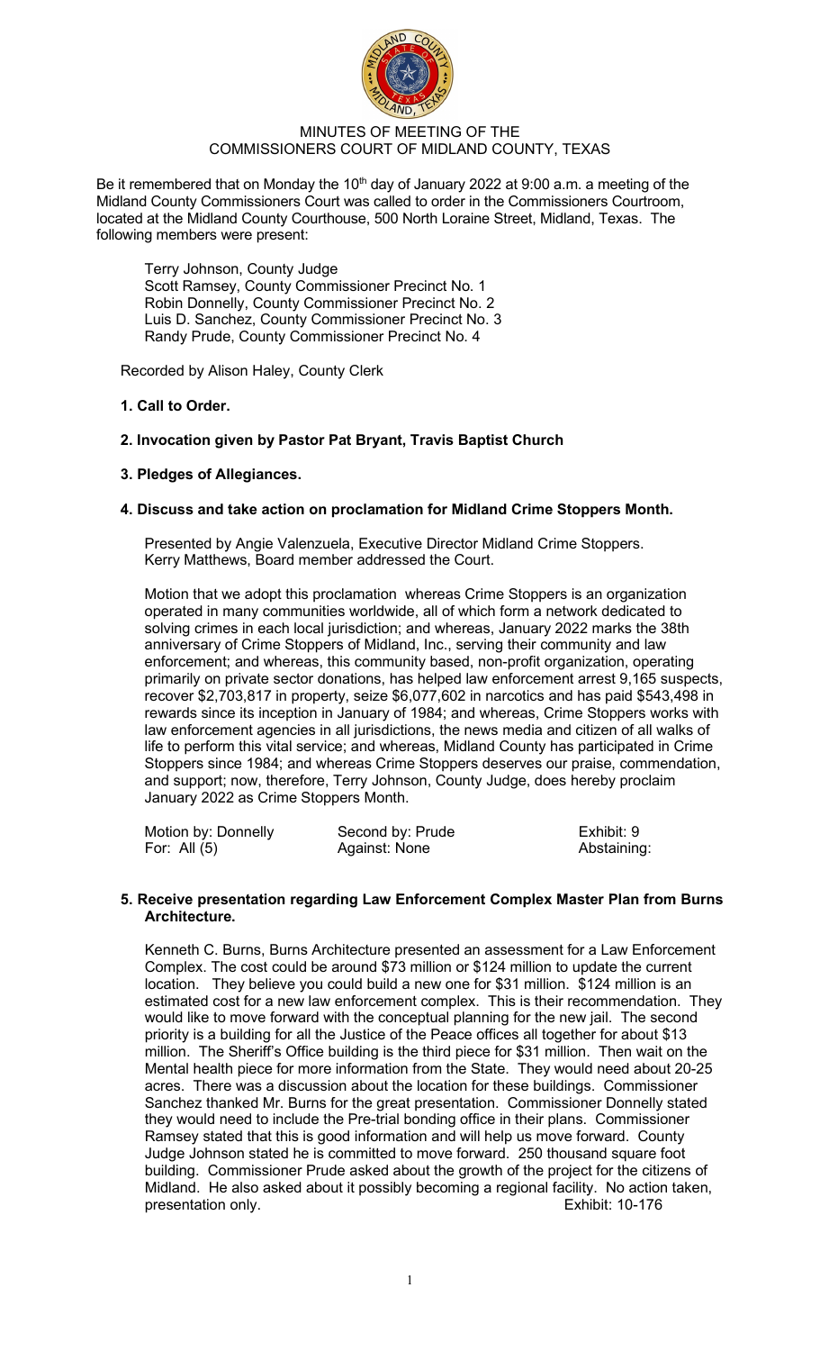# MINUTES OF MEETING OF THE COMMISSIONERS COURT OF MIDLAND COUNTY, TEXAS

Be it remembered that on Monday the 10th day of January 2022 at 9:00 a.m. a meeting of the Midland County Commissioners Court was called to order in the Commissioners Courtroom, located at the Midland County Courthouse, 500 North Loraine Street, Midland, Texas. The following members were present:

Terry Johnson, County Judge
Scott Ramsey, County Commissioner Precinct No. 1
Robin Donnelly, County Commissioner Precinct No. 2
Luis D. Sanchez, County Commissioner Precinct No. 3
Randy Prude, County Commissioner Precinct No. 4

Recorded by Alison Haley, County Clerk

**1. Call to Order.**

**2. Invocation given by Pastor Pat Bryant, Travis Baptist Church**

**3. Pledges of Allegiances.**

**4. Discuss and take action on proclamation for Midland Crime Stoppers Month.**

Presented by Angie Valenzuela, Executive Director Midland Crime Stoppers. Kerry Matthews, Board member addressed the Court.

Motion that we adopt this proclamation whereas Crime Stoppers is an organization operated in many communities worldwide, all of which form a network dedicated to solving crimes in each local jurisdiction; and whereas, January 2022 marks the 38th anniversary of Crime Stoppers of Midland, Inc., serving their community and law enforcement; and whereas, this community based, non-profit organization, operating primarily on private sector donations, has helped law enforcement arrest 9,165 suspects, recover $2,703,817 in property, seize $6,077,602 in narcotics and has paid $543,498 in rewards since its inception in January of 1984; and whereas, Crime Stoppers works with law enforcement agencies in all jurisdictions, the news media and citizen of all walks of life to perform this vital service; and whereas, Midland County has participated in Crime Stoppers since 1984; and whereas Crime Stoppers deserves our praise, commendation, and support; now, therefore, Terry Johnson, County Judge, does hereby proclaim January 2022 as Crime Stoppers Month.

| Motion by: Donnelly | Second by: Prude | Exhibit: 9 |
|---|---|---|
| For: All (5) | Against: None | Abstaining: |

**5. Receive presentation regarding Law Enforcement Complex Master Plan from Burns Architecture.**

Kenneth C. Burns, Burns Architecture presented an assessment for a Law Enforcement Complex. The cost could be around $73 million or $124 million to update the current location. They believe you could build a new one for $31 million. $124 million is an estimated cost for a new law enforcement complex. This is their recommendation. They would like to move forward with the conceptual planning for the new jail. The second priority is a building for all the Justice of the Peace offices all together for about $13 million. The Sheriff's Office building is the third piece for $31 million. Then wait on the Mental health piece for more information from the State. They would need about 20-25 acres. There was a discussion about the location for these buildings. Commissioner Sanchez thanked Mr. Burns for the great presentation. Commissioner Donnelly stated they would need to include the Pre-trial bonding office in their plans. Commissioner Ramsey stated that this is good information and will help us move forward. County Judge Johnson stated he is committed to move forward. 250 thousand square foot building. Commissioner Prude asked about the growth of the project for the citizens of Midland. He also asked about it possibly becoming a regional facility. No action taken, presentation only. Exhibit: 10-176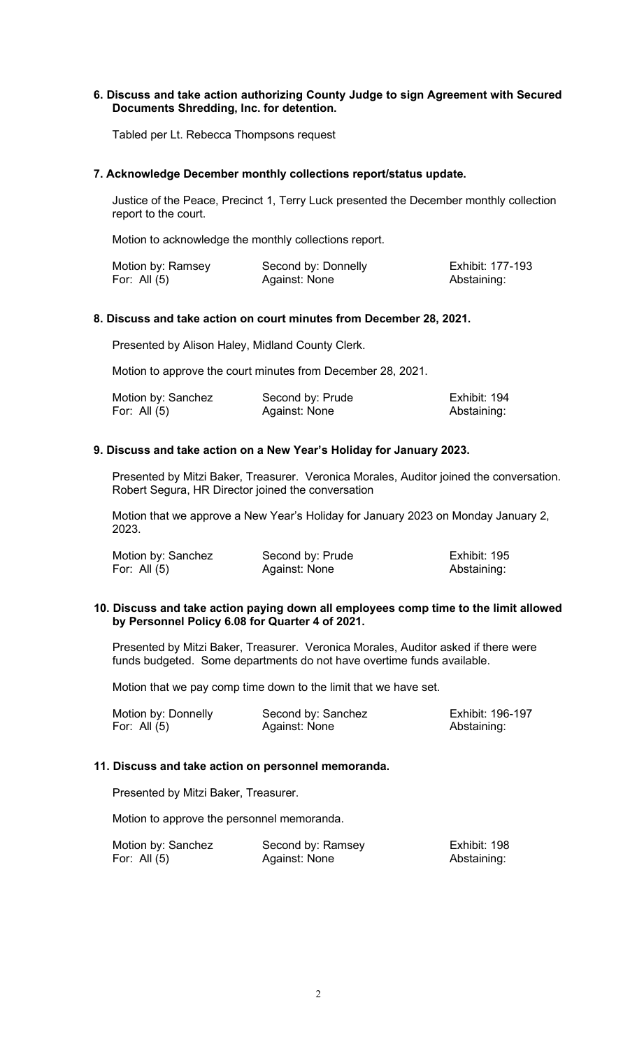**6. Discuss and take action authorizing County Judge to sign Agreement with Secured Documents Shredding, Inc. for detention.**

Tabled per Lt. Rebecca Thompsons request

**7. Acknowledge December monthly collections report/status update.**

Justice of the Peace, Precinct 1, Terry Luck presented the December monthly collection report to the court.

Motion to acknowledge the monthly collections report.

| | | |
|---|---|---|
| Motion by: Ramsey | Second by: Donnelly | Exhibit: 177-193 |
| For: All (5) | Against: None | Abstaining: |

**8. Discuss and take action on court minutes from December 28, 2021.**

Presented by Alison Haley, Midland County Clerk.

Motion to approve the court minutes from December 28, 2021.

| | | |
|---|---|---|
| Motion by: Sanchez | Second by: Prude | Exhibit: 194 |
| For: All (5) | Against: None | Abstaining: |

**9. Discuss and take action on a New Year's Holiday for January 2023.**

Presented by Mitzi Baker, Treasurer. Veronica Morales, Auditor joined the conversation. Robert Segura, HR Director joined the conversation

Motion that we approve a New Year's Holiday for January 2023 on Monday January 2, 2023.

| | | |
|---|---|---|
| Motion by: Sanchez | Second by: Prude | Exhibit: 195 |
| For: All (5) | Against: None | Abstaining: |

**10. Discuss and take action paying down all employees comp time to the limit allowed by Personnel Policy 6.08 for Quarter 4 of 2021.**

Presented by Mitzi Baker, Treasurer. Veronica Morales, Auditor asked if there were funds budgeted. Some departments do not have overtime funds available.

Motion that we pay comp time down to the limit that we have set.

| | | |
|---|---|---|
| Motion by: Donnelly | Second by: Sanchez | Exhibit: 196-197 |
| For: All (5) | Against: None | Abstaining: |

**11. Discuss and take action on personnel memoranda.**

Presented by Mitzi Baker, Treasurer.

Motion to approve the personnel memoranda.

| | | |
|---|---|---|
| Motion by: Sanchez | Second by: Ramsey | Exhibit: 198 |
| For: All (5) | Against: None | Abstaining: |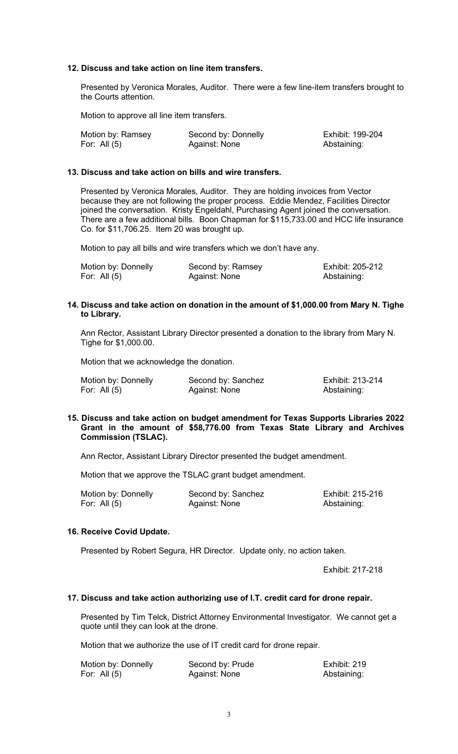**12. Discuss and take action on line item transfers.**

Presented by Veronica Morales, Auditor. There were a few line-item transfers brought to the Courts attention.

Motion to approve all line item transfers.

| Motion by: Ramsey | Second by: Donnelly | Exhibit: 199-204 |
|---|---|---|
| For: All (5) | Against: None | Abstaining: |

**13. Discuss and take action on bills and wire transfers.**

Presented by Veronica Morales, Auditor. They are holding invoices from Vector because they are not following the proper process. Eddie Mendez, Facilities Director joined the conversation. Kristy Engeldahl, Purchasing Agent joined the conversation. There are a few additional bills. Boon Chapman for $115,733.00 and HCC life insurance Co. for $11,706.25. Item 20 was brought up.

Motion to pay all bills and wire transfers which we don't have any.

| Motion by: Donnelly | Second by: Ramsey | Exhibit: 205-212 |
|---|---|---|
| For: All (5) | Against: None | Abstaining: |

**14. Discuss and take action on donation in the amount of $1,000.00 from Mary N. Tighe to Library.**

Ann Rector, Assistant Library Director presented a donation to the library from Mary N. Tighe for $1,000.00.

Motion that we acknowledge the donation.

| Motion by: Donnelly | Second by: Sanchez | Exhibit: 213-214 |
|---|---|---|
| For: All (5) | Against: None | Abstaining: |

**15. Discuss and take action on budget amendment for Texas Supports Libraries 2022 Grant in the amount of $58,776.00 from Texas State Library and Archives Commission (TSLAC).**

Ann Rector, Assistant Library Director presented the budget amendment.

Motion that we approve the TSLAC grant budget amendment.

| Motion by: Donnelly | Second by: Sanchez | Exhibit: 215-216 |
|---|---|---|
| For: All (5) | Against: None | Abstaining: |

**16. Receive Covid Update.**

Presented by Robert Segura, HR Director. Update only, no action taken.

Exhibit: 217-218

**17. Discuss and take action authorizing use of I.T. credit card for drone repair.**

Presented by Tim Telck, District Attorney Environmental Investigator. We cannot get a quote until they can look at the drone.

Motion that we authorize the use of IT credit card for drone repair.

| Motion by: Donnelly | Second by: Prude | Exhibit: 219 |
|---|---|---|
| For: All (5) | Against: None | Abstaining: |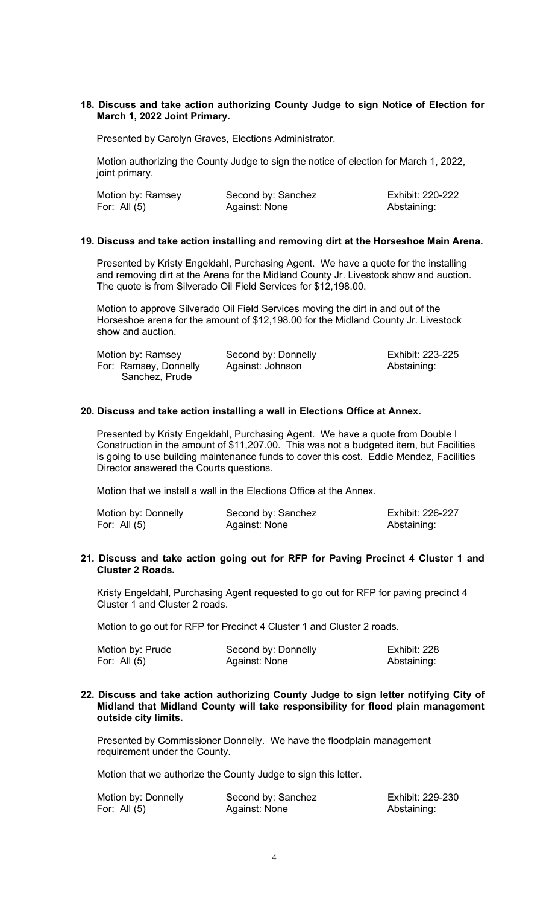**18. Discuss and take action authorizing County Judge to sign Notice of Election for March 1, 2022 Joint Primary.**

Presented by Carolyn Graves, Elections Administrator.

Motion authorizing the County Judge to sign the notice of election for March 1, 2022, joint primary.

| | | |
|---|---|---|
| Motion by: Ramsey | Second by: Sanchez | Exhibit: 220-222 |
| For: All (5) | Against: None | Abstaining: |

**19. Discuss and take action installing and removing dirt at the Horseshoe Main Arena.**

Presented by Kristy Engeldahl, Purchasing Agent. We have a quote for the installing and removing dirt at the Arena for the Midland County Jr. Livestock show and auction. The quote is from Silverado Oil Field Services for $12,198.00.

Motion to approve Silverado Oil Field Services moving the dirt in and out of the Horseshoe arena for the amount of $12,198.00 for the Midland County Jr. Livestock show and auction.

| | | |
|---|---|---|
| Motion by: Ramsey | Second by: Donnelly | Exhibit: 223-225 |
| For: Ramsey, Donnelly Sanchez, Prude | Against: Johnson | Abstaining: |

**20. Discuss and take action installing a wall in Elections Office at Annex.**

Presented by Kristy Engeldahl, Purchasing Agent. We have a quote from Double I Construction in the amount of $11,207.00. This was not a budgeted item, but Facilities is going to use building maintenance funds to cover this cost. Eddie Mendez, Facilities Director answered the Courts questions.

Motion that we install a wall in the Elections Office at the Annex.

| | | |
|---|---|---|
| Motion by: Donnelly | Second by: Sanchez | Exhibit: 226-227 |
| For: All (5) | Against: None | Abstaining: |

**21. Discuss and take action going out for RFP for Paving Precinct 4 Cluster 1 and Cluster 2 Roads.**

Kristy Engeldahl, Purchasing Agent requested to go out for RFP for paving precinct 4 Cluster 1 and Cluster 2 roads.

Motion to go out for RFP for Precinct 4 Cluster 1 and Cluster 2 roads.

| | | |
|---|---|---|
| Motion by: Prude | Second by: Donnelly | Exhibit: 228 |
| For: All (5) | Against: None | Abstaining: |

**22. Discuss and take action authorizing County Judge to sign letter notifying City of Midland that Midland County will take responsibility for flood plain management outside city limits.**

Presented by Commissioner Donnelly. We have the floodplain management requirement under the County.

Motion that we authorize the County Judge to sign this letter.

| | | |
|---|---|---|
| Motion by: Donnelly | Second by: Sanchez | Exhibit: 229-230 |
| For: All (5) | Against: None | Abstaining: |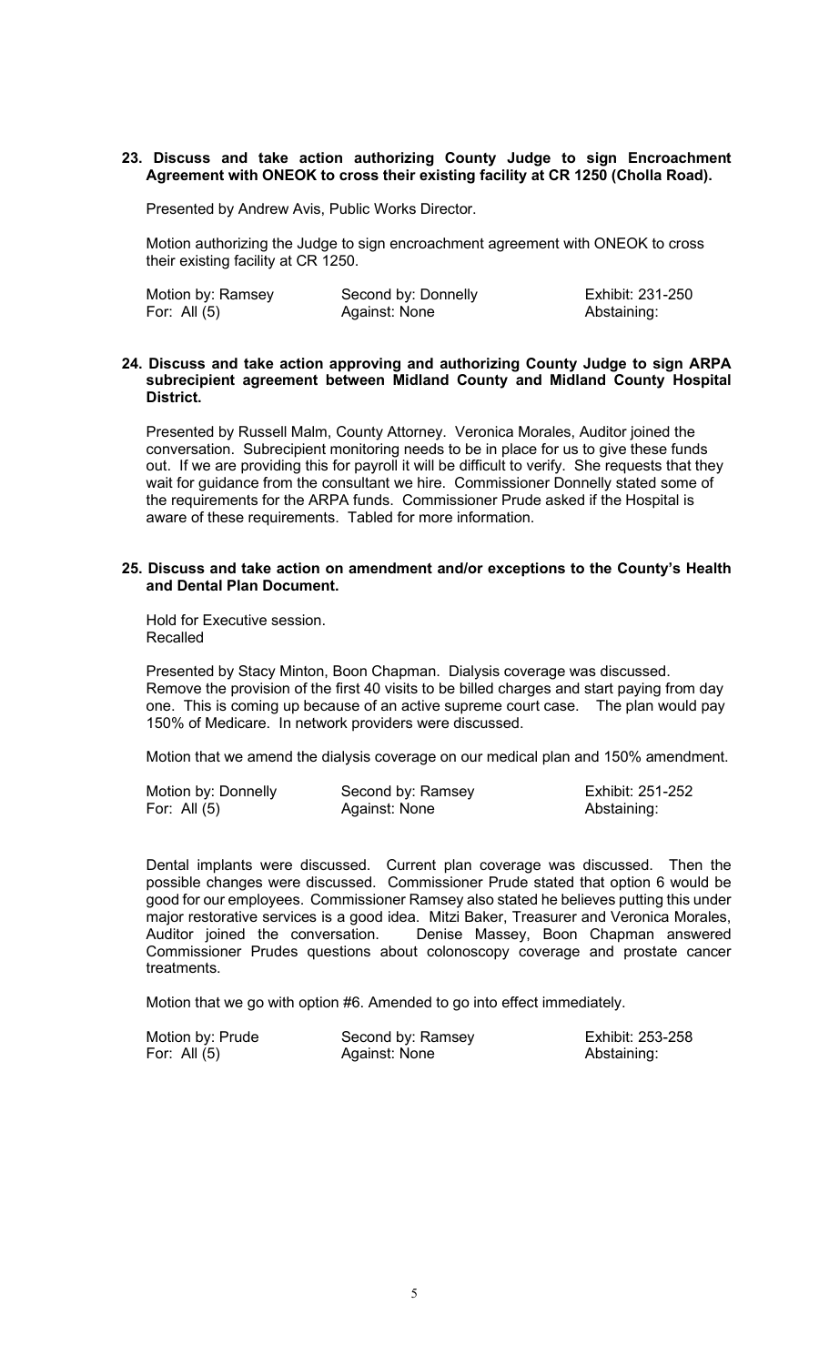**23. Discuss and take action authorizing County Judge to sign Encroachment Agreement with ONEOK to cross their existing facility at CR 1250 (Cholla Road).**

Presented by Andrew Avis, Public Works Director.

Motion authorizing the Judge to sign encroachment agreement with ONEOK to cross their existing facility at CR 1250.

| Motion by: Ramsey | Second by: Donnelly | Exhibit: 231-250 |
|---|---|---|
| For: All (5) | Against: None | Abstaining: |

**24. Discuss and take action approving and authorizing County Judge to sign ARPA subrecipient agreement between Midland County and Midland County Hospital District.**

Presented by Russell Malm, County Attorney. Veronica Morales, Auditor joined the conversation. Subrecipient monitoring needs to be in place for us to give these funds out. If we are providing this for payroll it will be difficult to verify. She requests that they wait for guidance from the consultant we hire. Commissioner Donnelly stated some of the requirements for the ARPA funds. Commissioner Prude asked if the Hospital is aware of these requirements. Tabled for more information.

**25. Discuss and take action on amendment and/or exceptions to the County's Health and Dental Plan Document.**

Hold for Executive session.
Recalled

Presented by Stacy Minton, Boon Chapman. Dialysis coverage was discussed. Remove the provision of the first 40 visits to be billed charges and start paying from day one. This is coming up because of an active supreme court case. The plan would pay 150% of Medicare. In network providers were discussed.

Motion that we amend the dialysis coverage on our medical plan and 150% amendment.

| Motion by: Donnelly | Second by: Ramsey | Exhibit: 251-252 |
|---|---|---|
| For: All (5) | Against: None | Abstaining: |

Dental implants were discussed. Current plan coverage was discussed. Then the possible changes were discussed. Commissioner Prude stated that option 6 would be good for our employees. Commissioner Ramsey also stated he believes putting this under major restorative services is a good idea. Mitzi Baker, Treasurer and Veronica Morales, Auditor joined the conversation. Denise Massey, Boon Chapman answered Commissioner Prudes questions about colonoscopy coverage and prostate cancer treatments.

Motion that we go with option #6. Amended to go into effect immediately.

| Motion by: Prude | Second by: Ramsey | Exhibit: 253-258 |
|---|---|---|
| For: All (5) | Against: None | Abstaining: |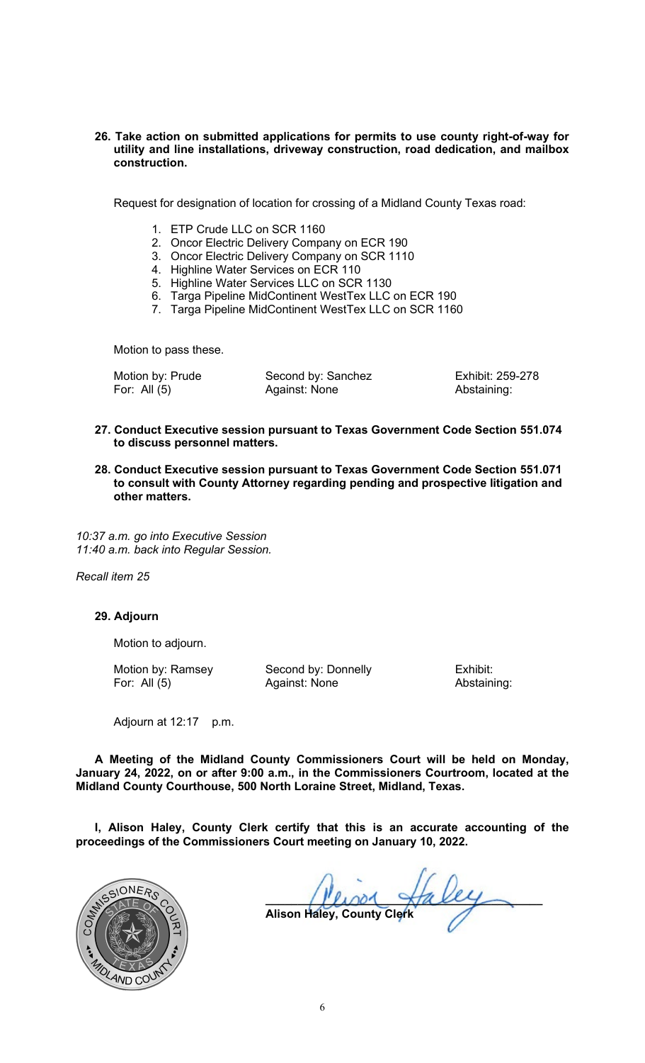**26. Take action on submitted applications for permits to use county right-of-way for utility and line installations, driveway construction, road dedication, and mailbox construction.**

Request for designation of location for crossing of a Midland County Texas road:

1. ETP Crude LLC on SCR 1160
2. Oncor Electric Delivery Company on ECR 190
3. Oncor Electric Delivery Company on SCR 1110
4. Highline Water Services on ECR 110
5. Highline Water Services LLC on SCR 1130
6. Targa Pipeline MidContinent WestTex LLC on ECR 190
7. Targa Pipeline MidContinent WestTex LLC on SCR 1160

Motion to pass these.

| | | |
|---|---|---|
| Motion by: Prude | Second by: Sanchez | Exhibit: 259-278 |
| For: All (5) | Against: None | Abstaining: |

**27. Conduct Executive session pursuant to Texas Government Code Section 551.074 to discuss personnel matters.**

**28. Conduct Executive session pursuant to Texas Government Code Section 551.071 to consult with County Attorney regarding pending and prospective litigation and other matters.**

*10:37 a.m. go into Executive Session*
*11:40 a.m. back into Regular Session.*

*Recall item 25*

**29. Adjourn**

Motion to adjourn.

| | | |
|---|---|---|
| Motion by: Ramsey | Second by: Donnelly | Exhibit: |
| For: All (5) | Against: None | Abstaining: |

Adjourn at 12:17 p.m.

**A Meeting of the Midland County Commissioners Court will be held on Monday, January 24, 2022, on or after 9:00 a.m., in the Commissioners Courtroom, located at the Midland County Courthouse, 500 North Loraine Street, Midland, Texas.**

**I, Alison Haley, County Clerk certify that this is an accurate accounting of the proceedings of the Commissioners Court meeting on January 10, 2022.**

COMMISSIONERS COURT STATE OF TEXAS MIDLAND COUNTY

Alison Haley

**Alison Haley, County Clerk**